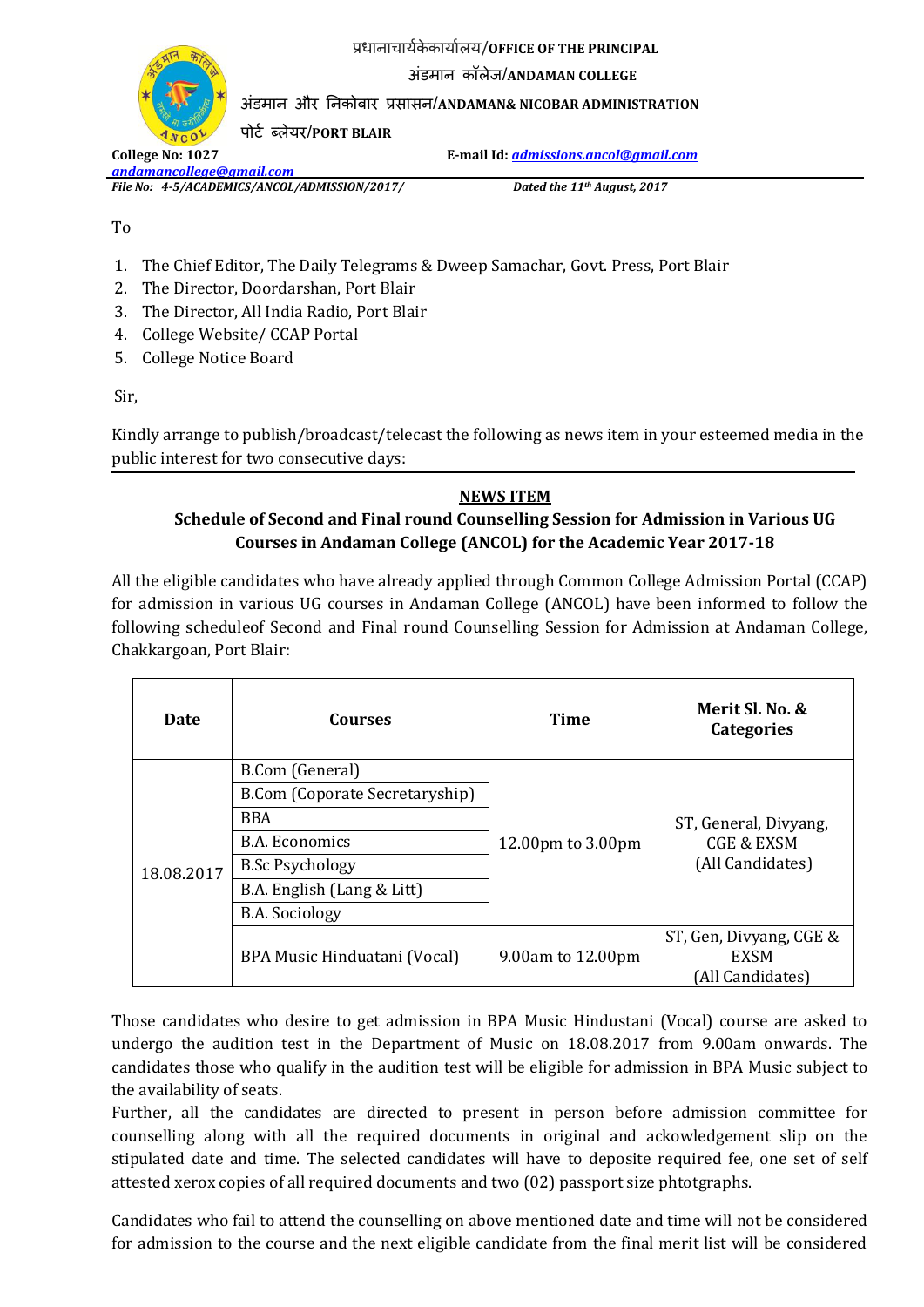प्रधानाचार्यकेकार्यालय/**OFFICE OF THE PRINCIPAL**

अंडमान कॉलेज/**ANDAMAN COLLEGE**

अंडमान और निकोबार प्रसासन/**ANDAMAN& NICOBAR ADMINISTRATION**

पोर्ट ब्लेयर/**PORT BLAIR**

**College No: 1027** **E-mail Id: *admissions.ancol@gmail.com***

***andamancollege@gmail.com***

***File No: 4-5/ACADEMICS/ANCOL/ADMISSION/2017/*** ***Dated the 11th August, 2017***

To

1. The Chief Editor, The Daily Telegrams & Dweep Samachar, Govt. Press, Port Blair
2. The Director, Doordarshan, Port Blair
3. The Director, All India Radio, Port Blair
4. College Website/ CCAP Portal
5. College Notice Board

Sir,

Kindly arrange to publish/broadcast/telecast the following as news item in your esteemed media in the public interest for two consecutive days:

## NEWS ITEM

### Schedule of Second and Final round Counselling Session for Admission in Various UG Courses in Andaman College (ANCOL) for the Academic Year 2017-18

All the eligible candidates who have already applied through Common College Admission Portal (CCAP) for admission in various UG courses in Andaman College (ANCOL) have been informed to follow the following scheduleof Second and Final round Counselling Session for Admission at Andaman College, Chakkargoan, Port Blair:

| Date | Courses | Time | Merit Sl. No. & Categories |
|---|---|---|---|
| 18.08.2017 | B.Com (General) | 12.00pm to 3.00pm | ST, General, Divyang, CGE & EXSM (All Candidates) |
| | B.Com (Coporate Secretaryship) | | |
| | BBA | | |
| | B.A. Economics | | |
| | B.Sc Psychology | | |
| | B.A. English (Lang & Litt) | | |
| | B.A. Sociology | | |
| | BPA Music Hinduatani (Vocal) | 9.00am to 12.00pm | ST, Gen, Divyang, CGE & EXSM (All Candidates) |

Those candidates who desire to get admission in BPA Music Hindustani (Vocal) course are asked to undergo the audition test in the Department of Music on 18.08.2017 from 9.00am onwards. The candidates those who qualify in the audition test will be eligible for admission in BPA Music subject to the availability of seats.

Further, all the candidates are directed to present in person before admission committee for counselling along with all the required documents in original and ackowledgement slip on the stipulated date and time. The selected candidates will have to deposite required fee, one set of self attested xerox copies of all required documents and two (02) passport size phtotgraphs.

Candidates who fail to attend the counselling on above mentioned date and time will not be considered for admission to the course and the next eligible candidate from the final merit list will be considered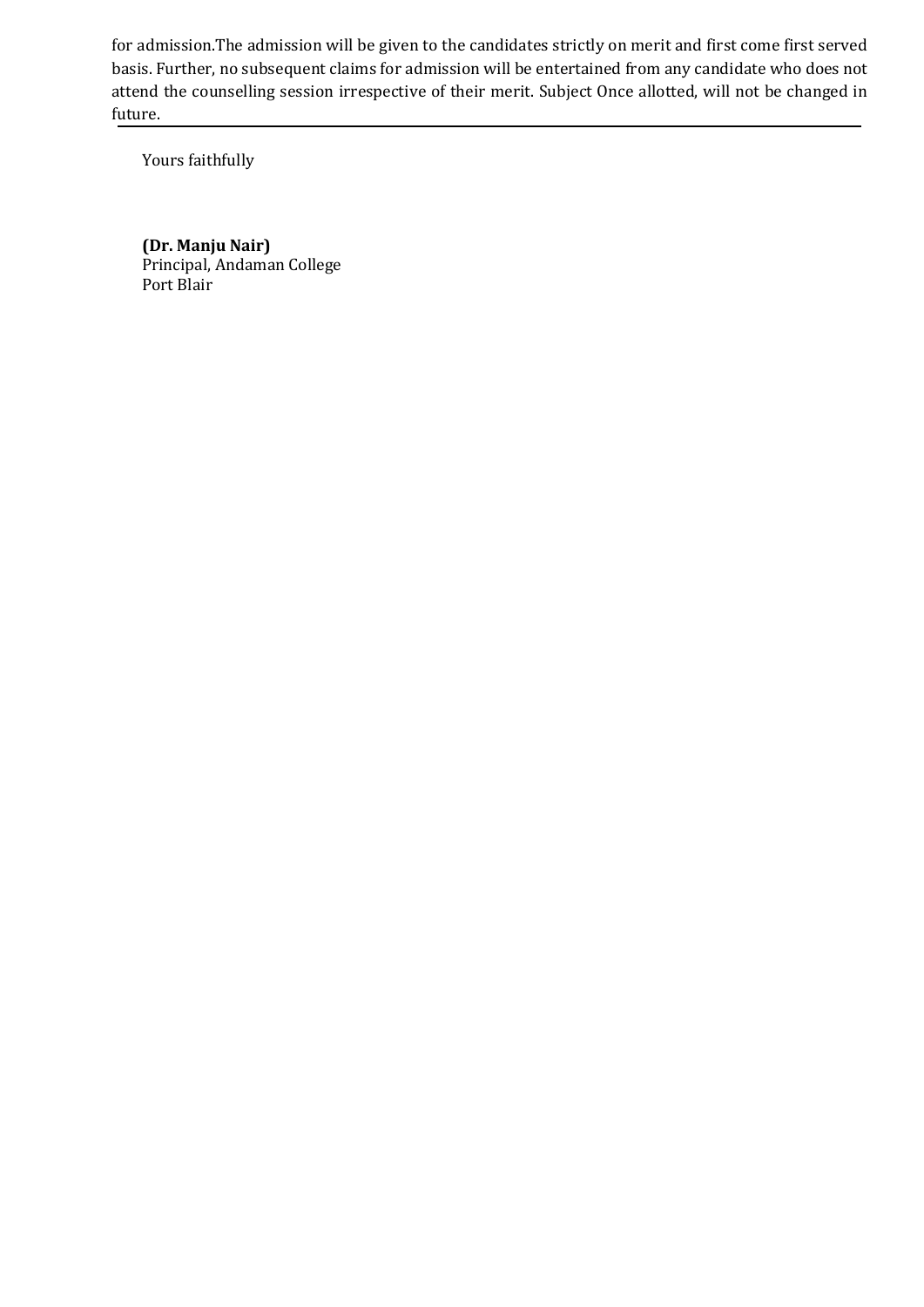for admission.The admission will be given to the candidates strictly on merit and first come first served basis. Further, no subsequent claims for admission will be entertained from any candidate who does not attend the counselling session irrespective of their merit. Subject Once allotted, will not be changed in future.

---

Yours faithfully

**(Dr. Manju Nair)**
Principal, Andaman College
Port Blair